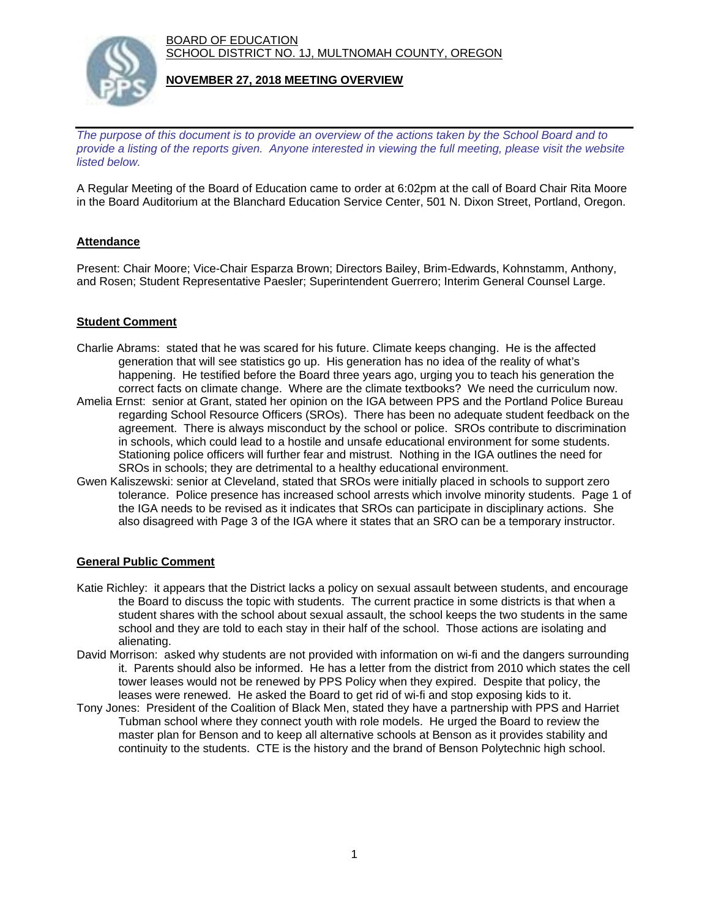BOARD OF EDUCATION
SCHOOL DISTRICT NO. 1J, MULTNOMAH COUNTY, OREGON

**NOVEMBER 27, 2018 MEETING OVERVIEW**

*The purpose of this document is to provide an overview of the actions taken by the School Board and to provide a listing of the reports given. Anyone interested in viewing the full meeting, please visit the website listed below.*

A Regular Meeting of the Board of Education came to order at 6:02pm at the call of Board Chair Rita Moore in the Board Auditorium at the Blanchard Education Service Center, 501 N. Dixon Street, Portland, Oregon.

## Attendance

Present: Chair Moore; Vice-Chair Esparza Brown; Directors Bailey, Brim-Edwards, Kohnstamm, Anthony, and Rosen; Student Representative Paesler; Superintendent Guerrero; Interim General Counsel Large.

## Student Comment

Charlie Abrams: stated that he was scared for his future. Climate keeps changing. He is the affected generation that will see statistics go up. His generation has no idea of the reality of what's happening. He testified before the Board three years ago, urging you to teach his generation the correct facts on climate change. Where are the climate textbooks? We need the curriculum now.

Amelia Ernst: senior at Grant, stated her opinion on the IGA between PPS and the Portland Police Bureau regarding School Resource Officers (SROs). There has been no adequate student feedback on the agreement. There is always misconduct by the school or police. SROs contribute to discrimination in schools, which could lead to a hostile and unsafe educational environment for some students. Stationing police officers will further fear and mistrust. Nothing in the IGA outlines the need for SROs in schools; they are detrimental to a healthy educational environment.

Gwen Kaliszewski: senior at Cleveland, stated that SROs were initially placed in schools to support zero tolerance. Police presence has increased school arrests which involve minority students. Page 1 of the IGA needs to be revised as it indicates that SROs can participate in disciplinary actions. She also disagreed with Page 3 of the IGA where it states that an SRO can be a temporary instructor.

## General Public Comment

Katie Richley: it appears that the District lacks a policy on sexual assault between students, and encourage the Board to discuss the topic with students. The current practice in some districts is that when a student shares with the school about sexual assault, the school keeps the two students in the same school and they are told to each stay in their half of the school. Those actions are isolating and alienating.

David Morrison: asked why students are not provided with information on wi-fi and the dangers surrounding it. Parents should also be informed. He has a letter from the district from 2010 which states the cell tower leases would not be renewed by PPS Policy when they expired. Despite that policy, the leases were renewed. He asked the Board to get rid of wi-fi and stop exposing kids to it.

Tony Jones: President of the Coalition of Black Men, stated they have a partnership with PPS and Harriet Tubman school where they connect youth with role models. He urged the Board to review the master plan for Benson and to keep all alternative schools at Benson as it provides stability and continuity to the students. CTE is the history and the brand of Benson Polytechnic high school.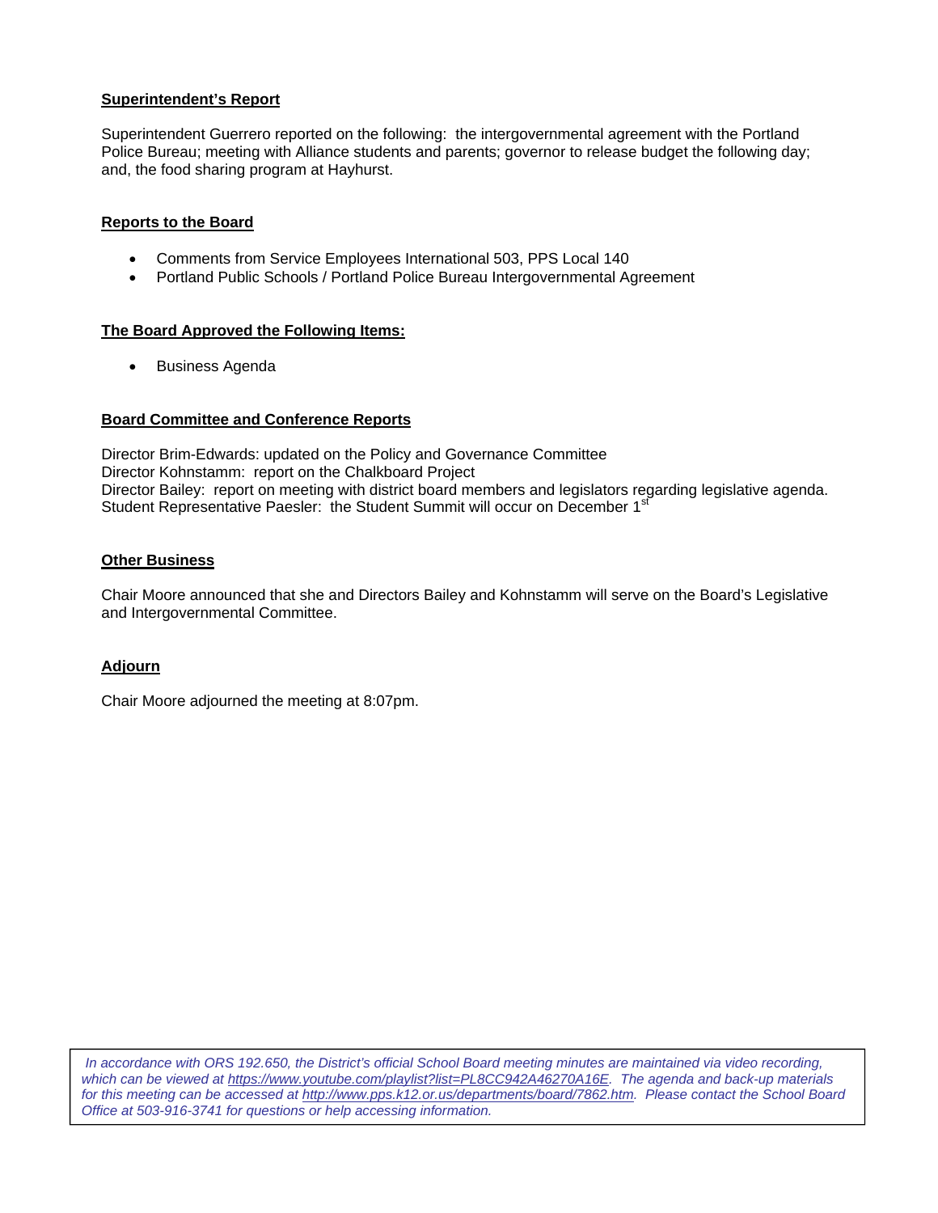**Superintendent's Report**

Superintendent Guerrero reported on the following: the intergovernmental agreement with the Portland Police Bureau; meeting with Alliance students and parents; governor to release budget the following day; and, the food sharing program at Hayhurst.

**Reports to the Board**

- Comments from Service Employees International 503, PPS Local 140
- Portland Public Schools / Portland Police Bureau Intergovernmental Agreement

**The Board Approved the Following Items:**

- Business Agenda

**Board Committee and Conference Reports**

Director Brim-Edwards: updated on the Policy and Governance Committee
Director Kohnstamm: report on the Chalkboard Project
Director Bailey: report on meeting with district board members and legislators regarding legislative agenda.
Student Representative Paesler: the Student Summit will occur on December 1st

**Other Business**

Chair Moore announced that she and Directors Bailey and Kohnstamm will serve on the Board's Legislative and Intergovernmental Committee.

**Adjourn**

Chair Moore adjourned the meeting at 8:07pm.

*In accordance with ORS 192.650, the District's official School Board meeting minutes are maintained via video recording, which can be viewed at https://www.youtube.com/playlist?list=PL8CC942A46270A16E. The agenda and back-up materials for this meeting can be accessed at http://www.pps.k12.or.us/departments/board/7862.htm. Please contact the School Board Office at 503-916-3741 for questions or help accessing information.*